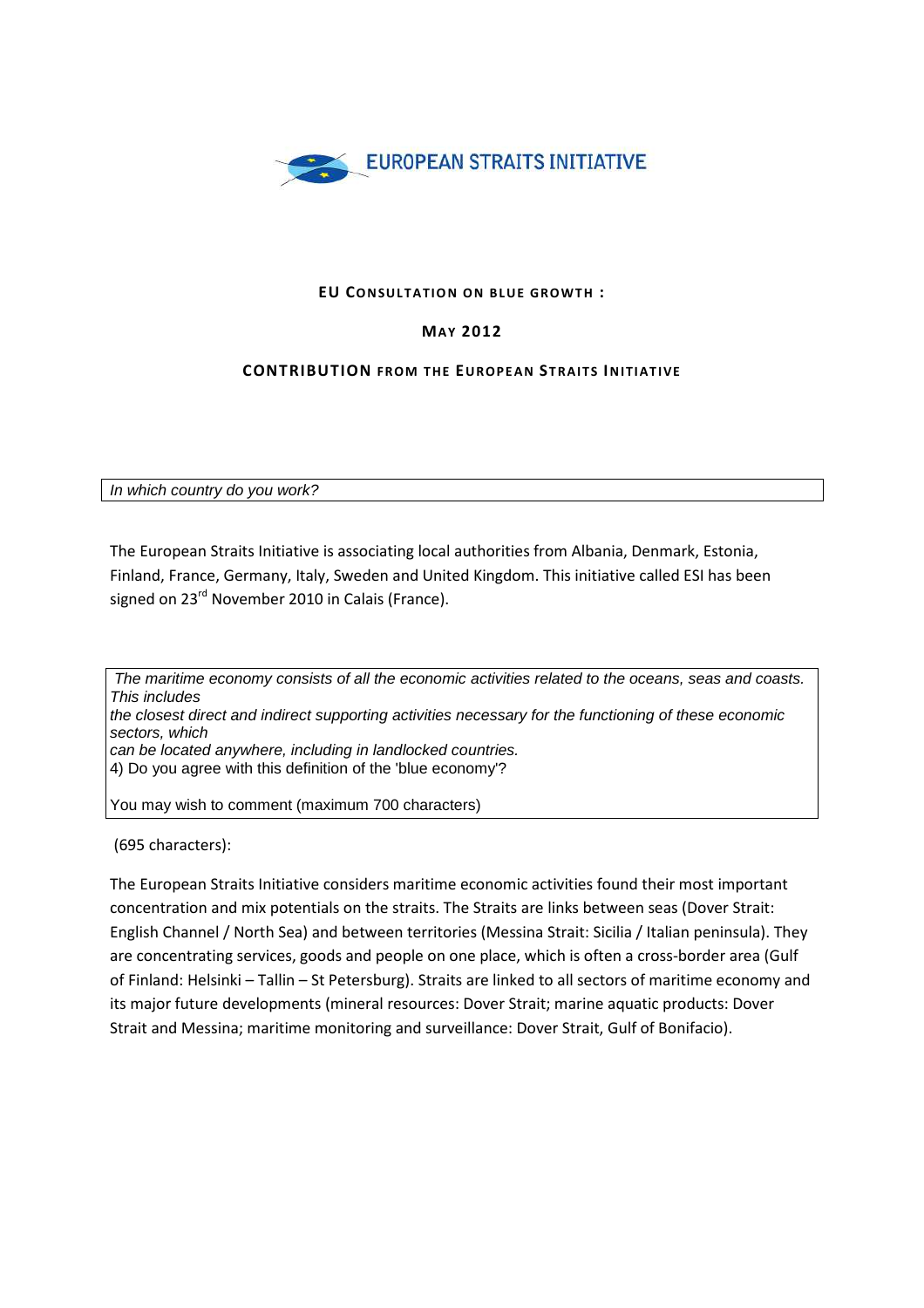**EUROPEAN STRAITS INITIATIVE**

**EU CONSULTATION ON BLUE GROWTH :**

**MAY 2012**

**CONTRIBUTION FROM THE EUROPEAN STRAITS INITIATIVE**

*In which country do you work?*

The European Straits Initiative is associating local authorities from Albania, Denmark, Estonia, Finland, France, Germany, Italy, Sweden and United Kingdom. This initiative called ESI has been signed on 23rd November 2010 in Calais (France).

*The maritime economy consists of all the economic activities related to the oceans, seas and coasts. This includes*
*the closest direct and indirect supporting activities necessary for the functioning of these economic sectors, which*
*can be located anywhere, including in landlocked countries.*
4) Do you agree with this definition of the 'blue economy'?

You may wish to comment (maximum 700 characters)

(695 characters):

The European Straits Initiative considers maritime economic activities found their most important concentration and mix potentials on the straits. The Straits are links between seas (Dover Strait: English Channel / North Sea) and between territories (Messina Strait: Sicilia / Italian peninsula). They are concentrating services, goods and people on one place, which is often a cross-border area (Gulf of Finland: Helsinki – Tallin – St Petersburg). Straits are linked to all sectors of maritime economy and its major future developments (mineral resources: Dover Strait; marine aquatic products: Dover Strait and Messina; maritime monitoring and surveillance: Dover Strait, Gulf of Bonifacio).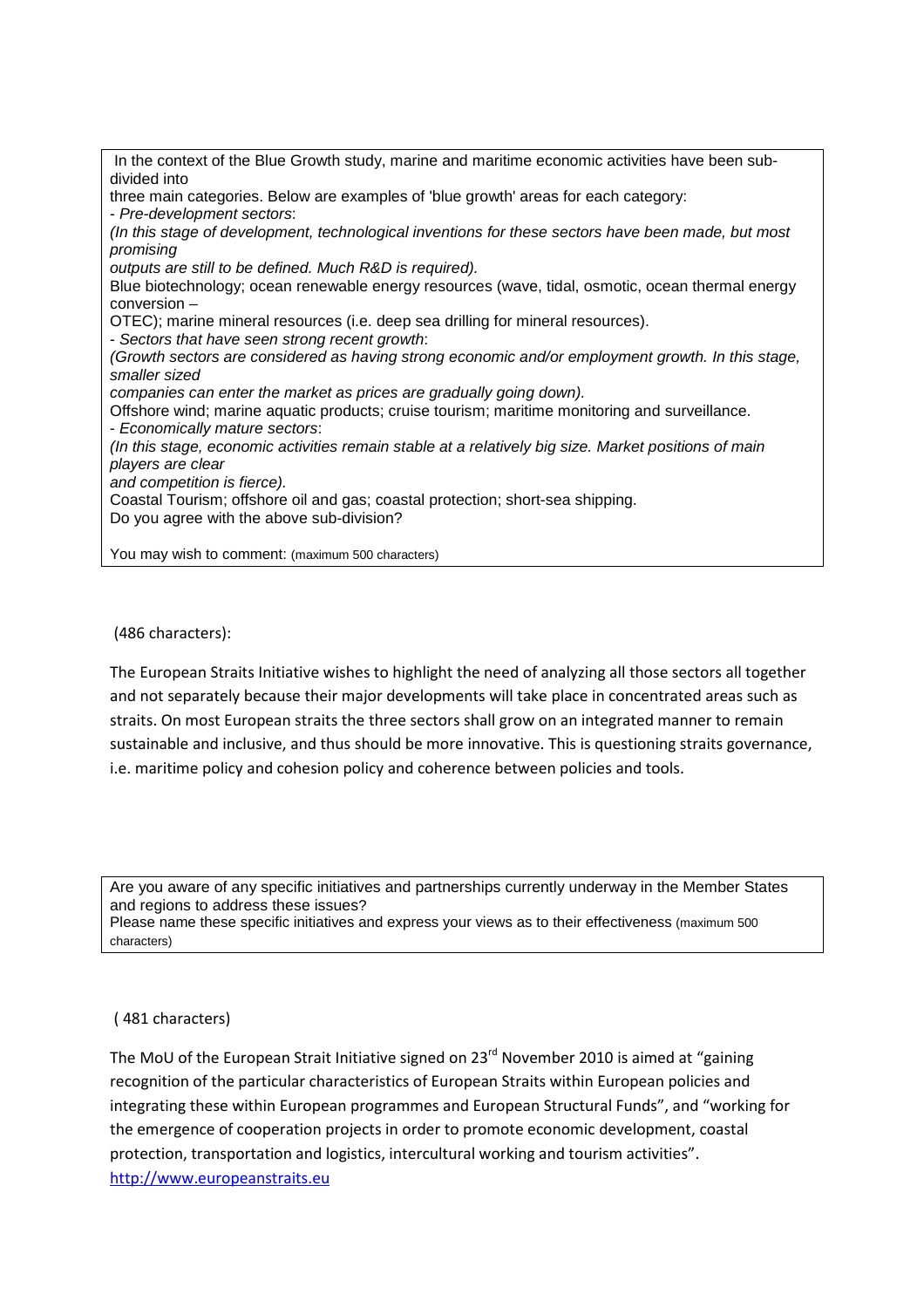In the context of the Blue Growth study, marine and maritime economic activities have been sub-divided into three main categories. Below are examples of 'blue growth' areas for each category:

- *Pre-development sectors*:

*(In this stage of development, technological inventions for these sectors have been made, but most promising outputs are still to be defined. Much R&D is required).*

Blue biotechnology; ocean renewable energy resources (wave, tidal, osmotic, ocean thermal energy conversion – OTEC); marine mineral resources (i.e. deep sea drilling for mineral resources).

- *Sectors that have seen strong recent growth*:

*(Growth sectors are considered as having strong economic and/or employment growth. In this stage, smaller sized companies can enter the market as prices are gradually going down).*

Offshore wind; marine aquatic products; cruise tourism; maritime monitoring and surveillance.

- *Economically mature sectors*:

*(In this stage, economic activities remain stable at a relatively big size. Market positions of main players are clear and competition is fierce).*

Coastal Tourism; offshore oil and gas; coastal protection; short-sea shipping.

Do you agree with the above sub-division?

You may wish to comment: (maximum 500 characters)

(486 characters):

The European Straits Initiative wishes to highlight the need of analyzing all those sectors all together and not separately because their major developments will take place in concentrated areas such as straits. On most European straits the three sectors shall grow on an integrated manner to remain sustainable and inclusive, and thus should be more innovative. This is questioning straits governance, i.e. maritime policy and cohesion policy and coherence between policies and tools.

Are you aware of any specific initiatives and partnerships currently underway in the Member States and regions to address these issues?

Please name these specific initiatives and express your views as to their effectiveness (maximum 500 characters)

( 481 characters)

The MoU of the European Strait Initiative signed on 23rd November 2010 is aimed at "gaining recognition of the particular characteristics of European Straits within European policies and integrating these within European programmes and European Structural Funds", and "working for the emergence of cooperation projects in order to promote economic development, coastal protection, transportation and logistics, intercultural working and tourism activities".

http://www.europeanstraits.eu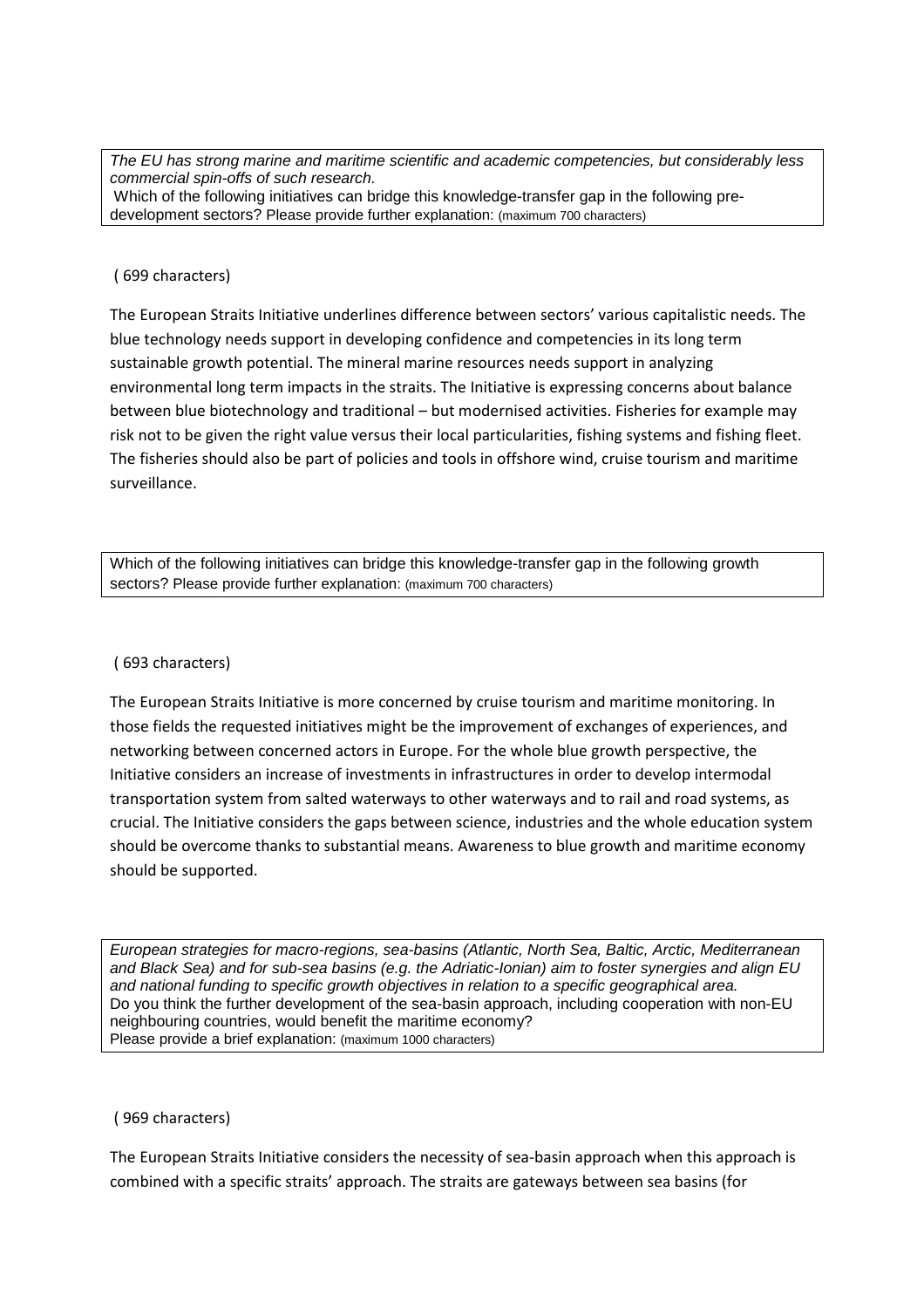*The EU has strong marine and maritime scientific and academic competencies, but considerably less commercial spin-offs of such research.*
Which of the following initiatives can bridge this knowledge-transfer gap in the following pre-development sectors? Please provide further explanation: (maximum 700 characters)

( 699 characters)

The European Straits Initiative underlines difference between sectors' various capitalistic needs. The blue technology needs support in developing confidence and competencies in its long term sustainable growth potential. The mineral marine resources needs support in analyzing environmental long term impacts in the straits. The Initiative is expressing concerns about balance between blue biotechnology and traditional – but modernised activities. Fisheries for example may risk not to be given the right value versus their local particularities, fishing systems and fishing fleet. The fisheries should also be part of policies and tools in offshore wind, cruise tourism and maritime surveillance.

Which of the following initiatives can bridge this knowledge-transfer gap in the following growth sectors? Please provide further explanation: (maximum 700 characters)

( 693 characters)

The European Straits Initiative is more concerned by cruise tourism and maritime monitoring. In those fields the requested initiatives might be the improvement of exchanges of experiences, and networking between concerned actors in Europe. For the whole blue growth perspective, the Initiative considers an increase of investments in infrastructures in order to develop intermodal transportation system from salted waterways to other waterways and to rail and road systems, as crucial. The Initiative considers the gaps between science, industries and the whole education system should be overcome thanks to substantial means. Awareness to blue growth and maritime economy should be supported.

*European strategies for macro-regions, sea-basins (Atlantic, North Sea, Baltic, Arctic, Mediterranean and Black Sea) and for sub-sea basins (e.g. the Adriatic-Ionian) aim to foster synergies and align EU and national funding to specific growth objectives in relation to a specific geographical area.*
Do you think the further development of the sea-basin approach, including cooperation with non-EU neighbouring countries, would benefit the maritime economy?
Please provide a brief explanation: (maximum 1000 characters)

( 969 characters)

The European Straits Initiative considers the necessity of sea-basin approach when this approach is combined with a specific straits' approach. The straits are gateways between sea basins (for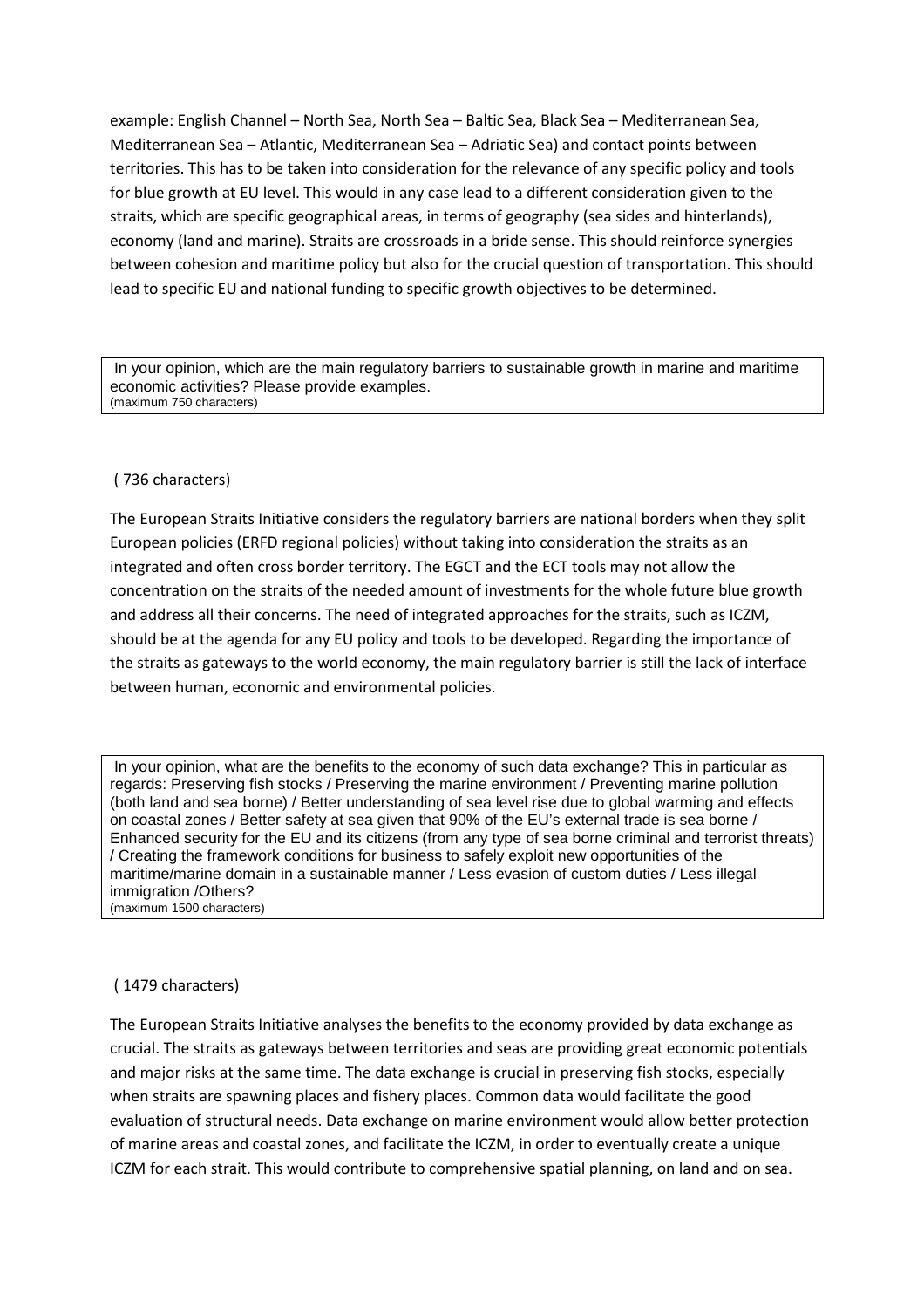example: English Channel – North Sea, North Sea – Baltic Sea, Black Sea – Mediterranean Sea, Mediterranean Sea – Atlantic, Mediterranean Sea – Adriatic Sea) and contact points between territories. This has to be taken into consideration for the relevance of any specific policy and tools for blue growth at EU level. This would in any case lead to a different consideration given to the straits, which are specific geographical areas, in terms of geography (sea sides and hinterlands), economy (land and marine). Straits are crossroads in a bride sense. This should reinforce synergies between cohesion and maritime policy but also for the crucial question of transportation. This should lead to specific EU and national funding to specific growth objectives to be determined.

> In your opinion, which are the main regulatory barriers to sustainable growth in marine and maritime economic activities? Please provide examples.
> (maximum 750 characters)

( 736 characters)

The European Straits Initiative considers the regulatory barriers are national borders when they split European policies (ERFD regional policies) without taking into consideration the straits as an integrated and often cross border territory. The EGCT and the ECT tools may not allow the concentration on the straits of the needed amount of investments for the whole future blue growth and address all their concerns. The need of integrated approaches for the straits, such as ICZM, should be at the agenda for any EU policy and tools to be developed. Regarding the importance of the straits as gateways to the world economy, the main regulatory barrier is still the lack of interface between human, economic and environmental policies.

> In your opinion, what are the benefits to the economy of such data exchange? This in particular as regards: Preserving fish stocks / Preserving the marine environment / Preventing marine pollution (both land and sea borne) / Better understanding of sea level rise due to global warming and effects on coastal zones / Better safety at sea given that 90% of the EU's external trade is sea borne / Enhanced security for the EU and its citizens (from any type of sea borne criminal and terrorist threats) / Creating the framework conditions for business to safely exploit new opportunities of the maritime/marine domain in a sustainable manner / Less evasion of custom duties / Less illegal immigration /Others?
> (maximum 1500 characters)

( 1479 characters)

The European Straits Initiative analyses the benefits to the economy provided by data exchange as crucial. The straits as gateways between territories and seas are providing great economic potentials and major risks at the same time. The data exchange is crucial in preserving fish stocks, especially when straits are spawning places and fishery places. Common data would facilitate the good evaluation of structural needs. Data exchange on marine environment would allow better protection of marine areas and coastal zones, and facilitate the ICZM, in order to eventually create a unique ICZM for each strait. This would contribute to comprehensive spatial planning, on land and on sea.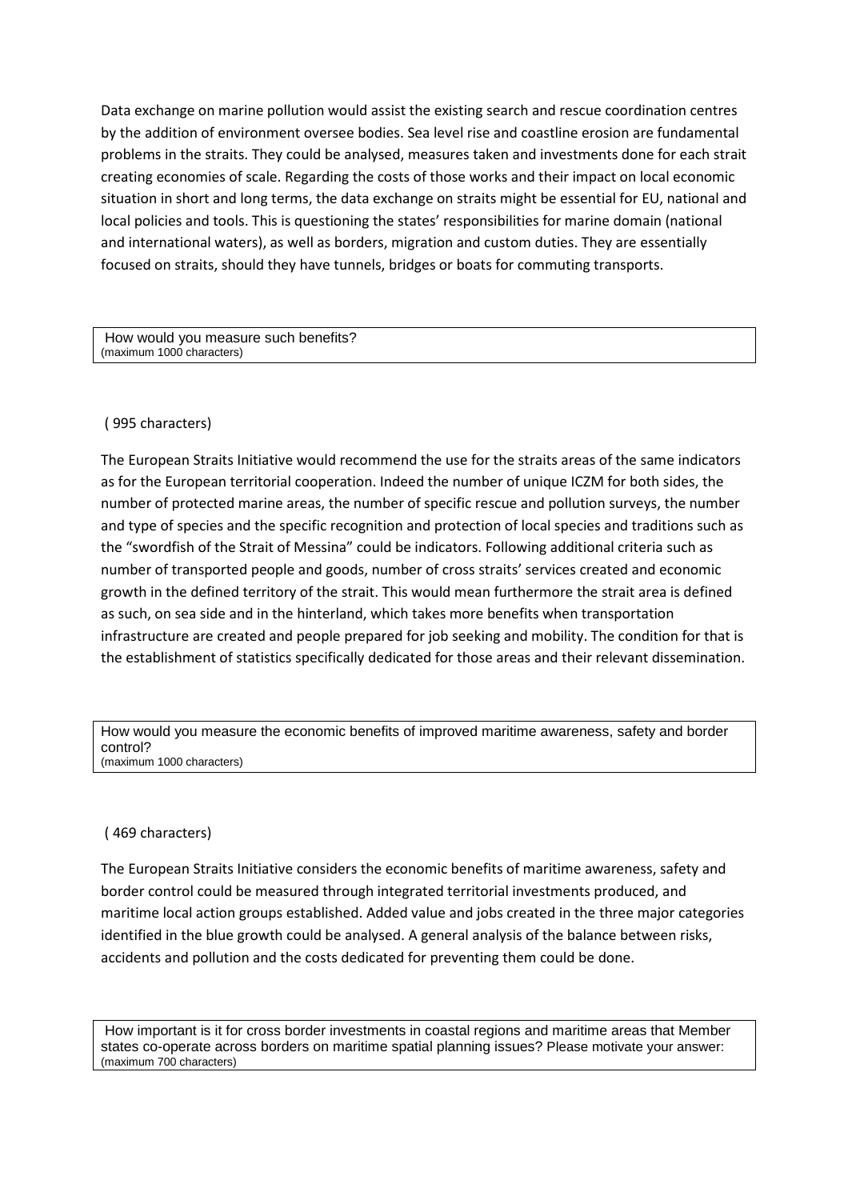Data exchange on marine pollution would assist the existing search and rescue coordination centres by the addition of environment oversee bodies. Sea level rise and coastline erosion are fundamental problems in the straits. They could be analysed, measures taken and investments done for each strait creating economies of scale. Regarding the costs of those works and their impact on local economic situation in short and long terms, the data exchange on straits might be essential for EU, national and local policies and tools. This is questioning the states' responsibilities for marine domain (national and international waters), as well as borders, migration and custom duties. They are essentially focused on straits, should they have tunnels, bridges or boats for commuting transports.

| How would you measure such benefits?<br>(maximum 1000 characters) |
|---|

( 995 characters)

The European Straits Initiative would recommend the use for the straits areas of the same indicators as for the European territorial cooperation. Indeed the number of unique ICZM for both sides, the number of protected marine areas, the number of specific rescue and pollution surveys, the number and type of species and the specific recognition and protection of local species and traditions such as the "swordfish of the Strait of Messina" could be indicators. Following additional criteria such as number of transported people and goods, number of cross straits' services created and economic growth in the defined territory of the strait. This would mean furthermore the strait area is defined as such, on sea side and in the hinterland, which takes more benefits when transportation infrastructure are created and people prepared for job seeking and mobility. The condition for that is the establishment of statistics specifically dedicated for those areas and their relevant dissemination.

| How would you measure the economic benefits of improved maritime awareness, safety and border control?<br>(maximum 1000 characters) |
|---|

( 469 characters)

The European Straits Initiative considers the economic benefits of maritime awareness, safety and border control could be measured through integrated territorial investments produced, and maritime local action groups established. Added value and jobs created in the three major categories identified in the blue growth could be analysed. A general analysis of the balance between risks, accidents and pollution and the costs dedicated for preventing them could be done.

| How important is it for cross border investments in coastal regions and maritime areas that Member states co-operate across borders on maritime spatial planning issues? Please motivate your answer:<br>(maximum 700 characters) |
|---|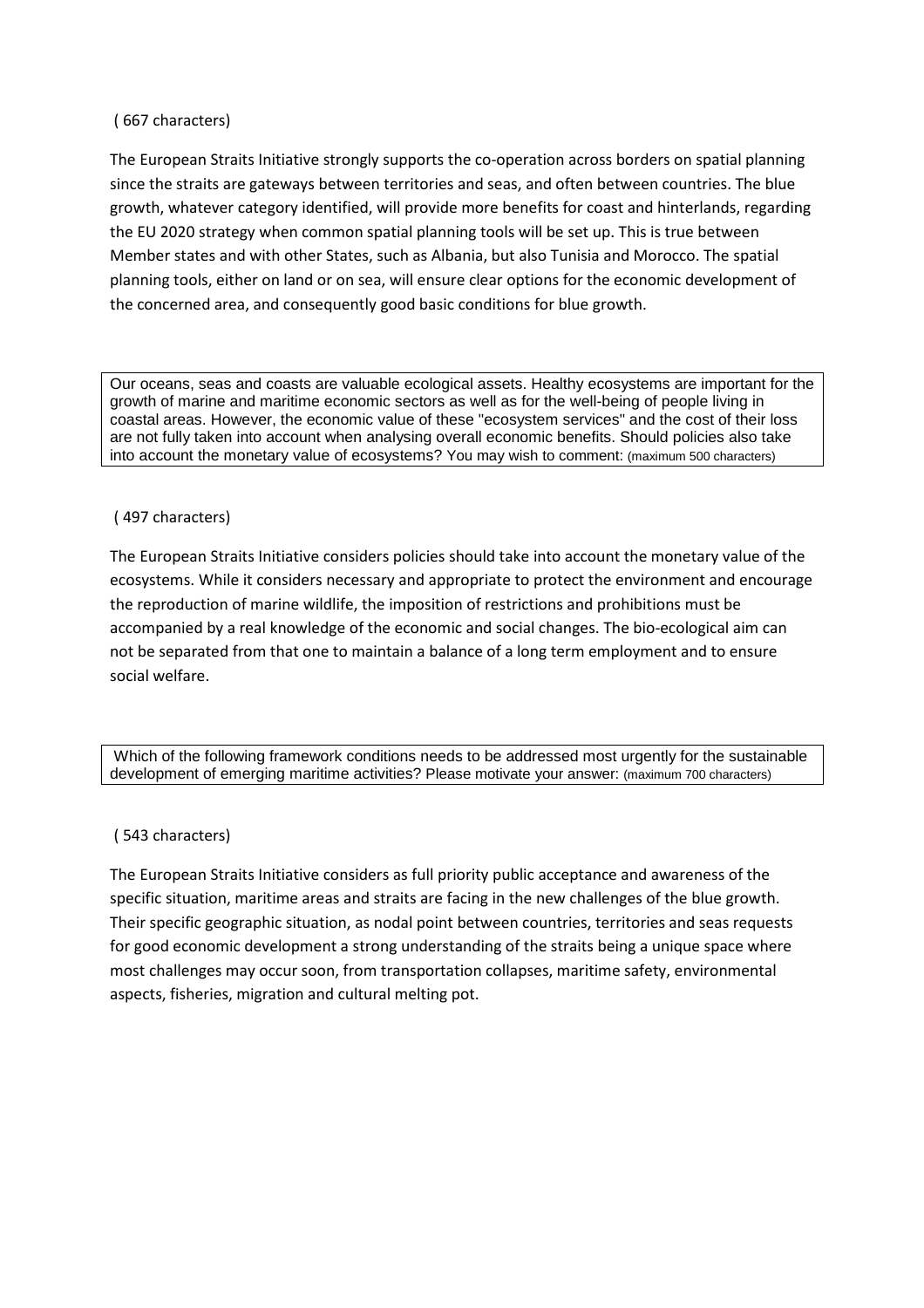( 667 characters)

The European Straits Initiative strongly supports the co-operation across borders on spatial planning since the straits are gateways between territories and seas, and often between countries. The blue growth, whatever category identified, will provide more benefits for coast and hinterlands, regarding the EU 2020 strategy when common spatial planning tools will be set up. This is true between Member states and with other States, such as Albania, but also Tunisia and Morocco. The spatial planning tools, either on land or on sea, will ensure clear options for the economic development of the concerned area, and consequently good basic conditions for blue growth.

| |
|---|
| Our oceans, seas and coasts are valuable ecological assets. Healthy ecosystems are important for the growth of marine and maritime economic sectors as well as for the well-being of people living in coastal areas. However, the economic value of these "ecosystem services" and the cost of their loss are not fully taken into account when analysing overall economic benefits. Should policies also take into account the monetary value of ecosystems? You may wish to comment: (maximum 500 characters) |

( 497 characters)

The European Straits Initiative considers policies should take into account the monetary value of the ecosystems. While it considers necessary and appropriate to protect the environment and encourage the reproduction of marine wildlife, the imposition of restrictions and prohibitions must be accompanied by a real knowledge of the economic and social changes. The bio-ecological aim can not be separated from that one to maintain a balance of a long term employment and to ensure social welfare.

| |
|---|
| Which of the following framework conditions needs to be addressed most urgently for the sustainable development of emerging maritime activities? Please motivate your answer: (maximum 700 characters) |

( 543 characters)

The European Straits Initiative considers as full priority public acceptance and awareness of the specific situation, maritime areas and straits are facing in the new challenges of the blue growth. Their specific geographic situation, as nodal point between countries, territories and seas requests for good economic development a strong understanding of the straits being a unique space where most challenges may occur soon, from transportation collapses, maritime safety, environmental aspects, fisheries, migration and cultural melting pot.